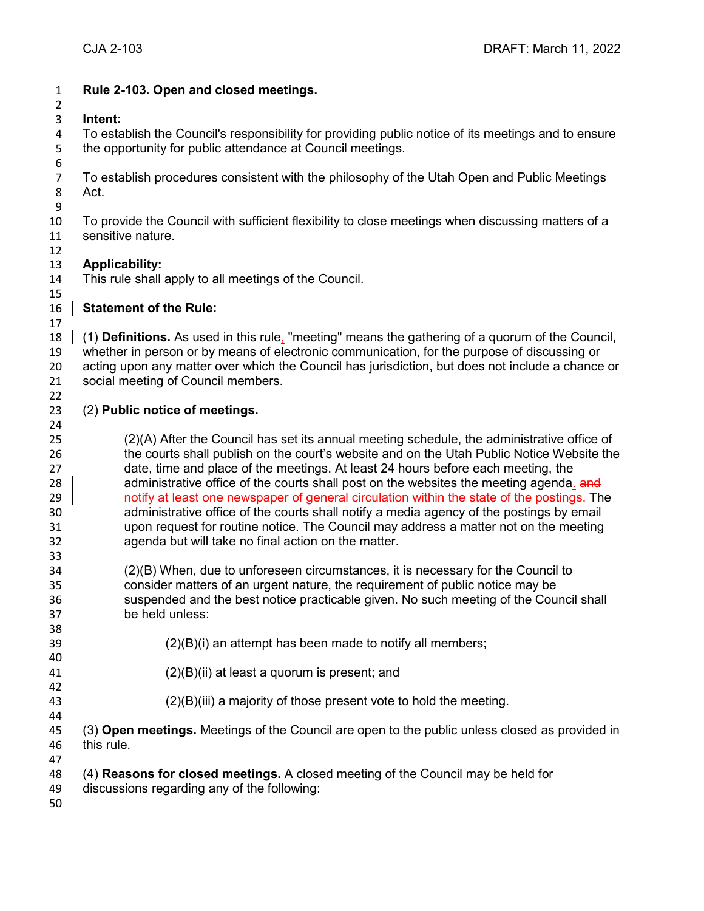# Rule 2-103. Open and closed meetings.

**Intent:**

To establish the Council's responsibility for providing public notice of its meetings and to ensure the opportunity for public attendance at Council meetings.

To establish procedures consistent with the philosophy of the Utah Open and Public Meetings Act.

To provide the Council with sufficient flexibility to close meetings when discussing matters of a sensitive nature.

**Applicability:**

This rule shall apply to all meetings of the Council.

**Statement of the Rule:**

(1) **Definitions.** As used in this rule, "meeting" means the gathering of a quorum of the Council, whether in person or by means of electronic communication, for the purpose of discussing or acting upon any matter over which the Council has jurisdiction, but does not include a chance or social meeting of Council members.

(2) **Public notice of meetings.**

(2)(A) After the Council has set its annual meeting schedule, the administrative office of the courts shall publish on the court's website and on the Utah Public Notice Website the date, time and place of the meetings. At least 24 hours before each meeting, the administrative office of the courts shall post on the websites the meeting agenda. ~~and notify at least one newspaper of general circulation within the state of the postings.~~ The administrative office of the courts shall notify a media agency of the postings by email upon request for routine notice. The Council may address a matter not on the meeting agenda but will take no final action on the matter.

(2)(B) When, due to unforeseen circumstances, it is necessary for the Council to consider matters of an urgent nature, the requirement of public notice may be suspended and the best notice practicable given. No such meeting of the Council shall be held unless:

(2)(B)(i) an attempt has been made to notify all members;

(2)(B)(ii) at least a quorum is present; and

(2)(B)(iii) a majority of those present vote to hold the meeting.

(3) **Open meetings.** Meetings of the Council are open to the public unless closed as provided in this rule.

(4) **Reasons for closed meetings.** A closed meeting of the Council may be held for discussions regarding any of the following: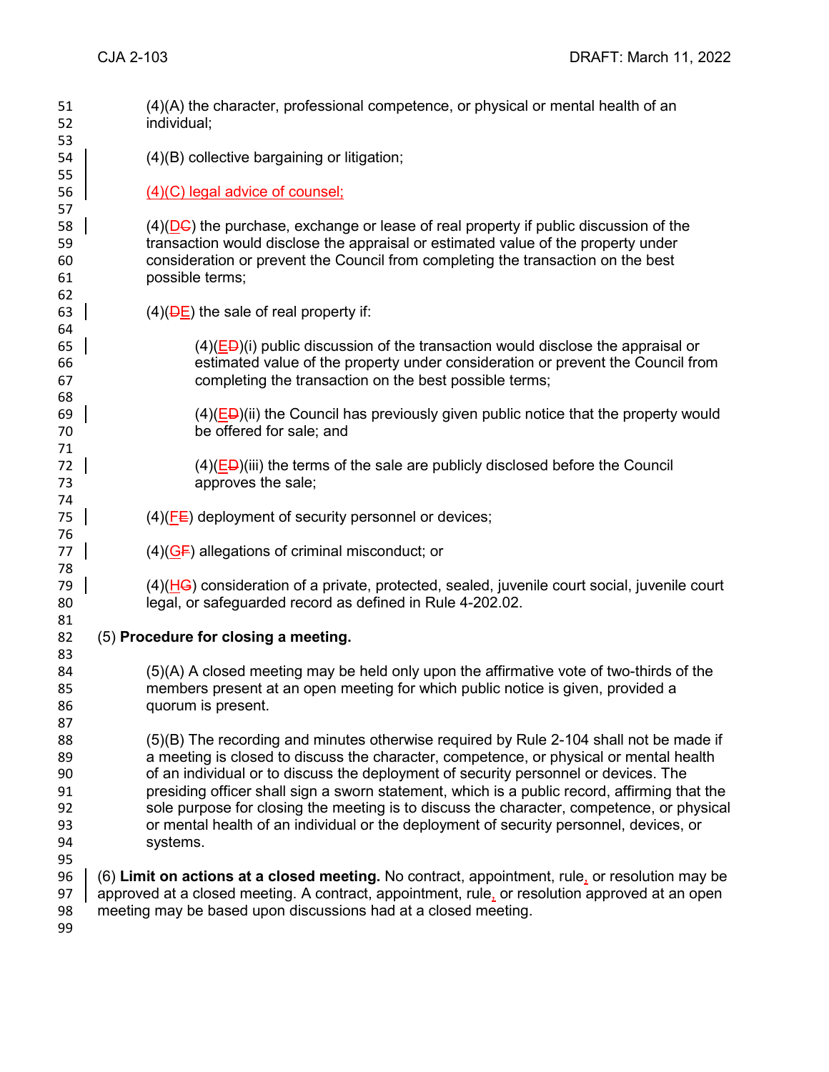(4)(A) the character, professional competence, or physical or mental health of an individual;

(4)(B) collective bargaining or litigation;

(4)(C) legal advice of counsel;

(4)(~~C~~D) the purchase, exchange or lease of real property if public discussion of the transaction would disclose the appraisal or estimated value of the property under consideration or prevent the Council from completing the transaction on the best possible terms;

(4)(~~D~~E) the sale of real property if:

(4)(~~D~~E)(i) public discussion of the transaction would disclose the appraisal or estimated value of the property under consideration or prevent the Council from completing the transaction on the best possible terms;

(4)(~~D~~E)(ii) the Council has previously given public notice that the property would be offered for sale; and

(4)(~~D~~E)(iii) the terms of the sale are publicly disclosed before the Council approves the sale;

(4)(~~E~~F) deployment of security personnel or devices;

(4)(~~F~~G) allegations of criminal misconduct; or

(4)(~~G~~H) consideration of a private, protected, sealed, juvenile court social, juvenile court legal, or safeguarded record as defined in Rule 4-202.02.

(5) **Procedure for closing a meeting.**

(5)(A) A closed meeting may be held only upon the affirmative vote of two-thirds of the members present at an open meeting for which public notice is given, provided a quorum is present.

(5)(B) The recording and minutes otherwise required by Rule 2-104 shall not be made if a meeting is closed to discuss the character, competence, or physical or mental health of an individual or to discuss the deployment of security personnel or devices. The presiding officer shall sign a sworn statement, which is a public record, affirming that the sole purpose for closing the meeting is to discuss the character, competence, or physical or mental health of an individual or the deployment of security personnel, devices, or systems.

(6) **Limit on actions at a closed meeting.** No contract, appointment, rule, or resolution may be approved at a closed meeting. A contract, appointment, rule, or resolution approved at an open meeting may be based upon discussions had at a closed meeting.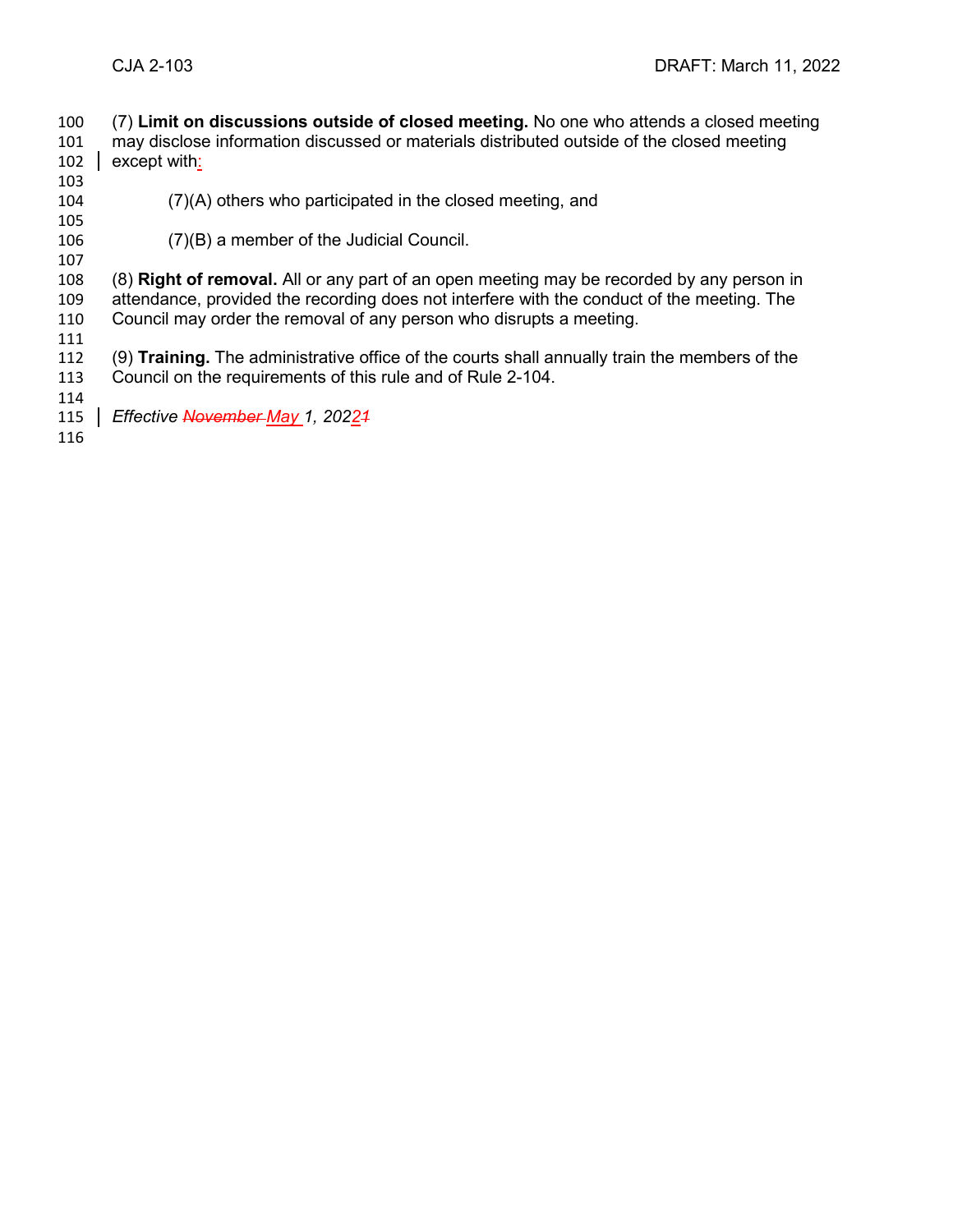(7) **Limit on discussions outside of closed meeting.** No one who attends a closed meeting may disclose information discussed or materials distributed outside of the closed meeting except with:

(7)(A) others who participated in the closed meeting, and

(7)(B) a member of the Judicial Council.

(8) **Right of removal.** All or any part of an open meeting may be recorded by any person in attendance, provided the recording does not interfere with the conduct of the meeting. The Council may order the removal of any person who disrupts a meeting.

(9) **Training.** The administrative office of the courts shall annually train the members of the Council on the requirements of this rule and of Rule 2-104.

*Effective ~~November~~ May 1, 202~~1~~2*